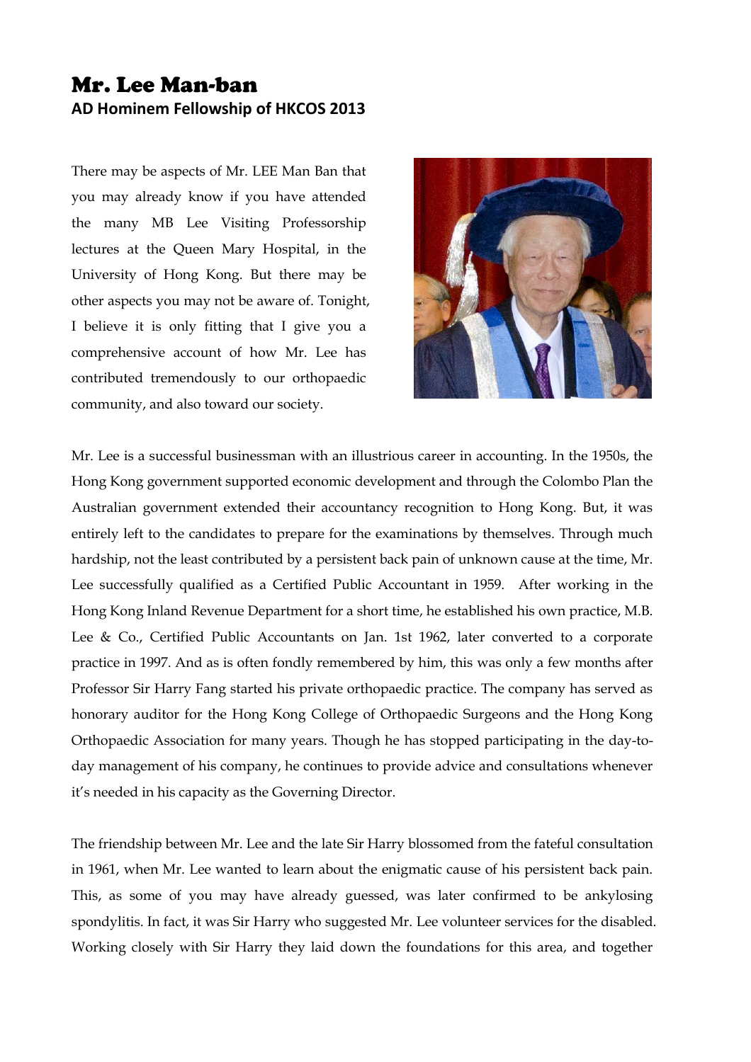# Mr. Lee Man-ban

**AD Hominem Fellowship of HKCOS 2013**

There may be aspects of Mr. LEE Man Ban that you may already know if you have attended the many MB Lee Visiting Professorship lectures at the Queen Mary Hospital, in the University of Hong Kong. But there may be other aspects you may not be aware of. Tonight, I believe it is only fitting that I give you a comprehensive account of how Mr. Lee has contributed tremendously to our orthopaedic community, and also toward our society.

Mr. Lee is a successful businessman with an illustrious career in accounting. In the 1950s, the Hong Kong government supported economic development and through the Colombo Plan the Australian government extended their accountancy recognition to Hong Kong. But, it was entirely left to the candidates to prepare for the examinations by themselves. Through much hardship, not the least contributed by a persistent back pain of unknown cause at the time, Mr. Lee successfully qualified as a Certified Public Accountant in 1959. After working in the Hong Kong Inland Revenue Department for a short time, he established his own practice, M.B. Lee & Co., Certified Public Accountants on Jan. 1st 1962, later converted to a corporate practice in 1997. And as is often fondly remembered by him, this was only a few months after Professor Sir Harry Fang started his private orthopaedic practice. The company has served as honorary auditor for the Hong Kong College of Orthopaedic Surgeons and the Hong Kong Orthopaedic Association for many years. Though he has stopped participating in the day-to-day management of his company, he continues to provide advice and consultations whenever it's needed in his capacity as the Governing Director.

The friendship between Mr. Lee and the late Sir Harry blossomed from the fateful consultation in 1961, when Mr. Lee wanted to learn about the enigmatic cause of his persistent back pain. This, as some of you may have already guessed, was later confirmed to be ankylosing spondylitis. In fact, it was Sir Harry who suggested Mr. Lee volunteer services for the disabled. Working closely with Sir Harry they laid down the foundations for this area, and together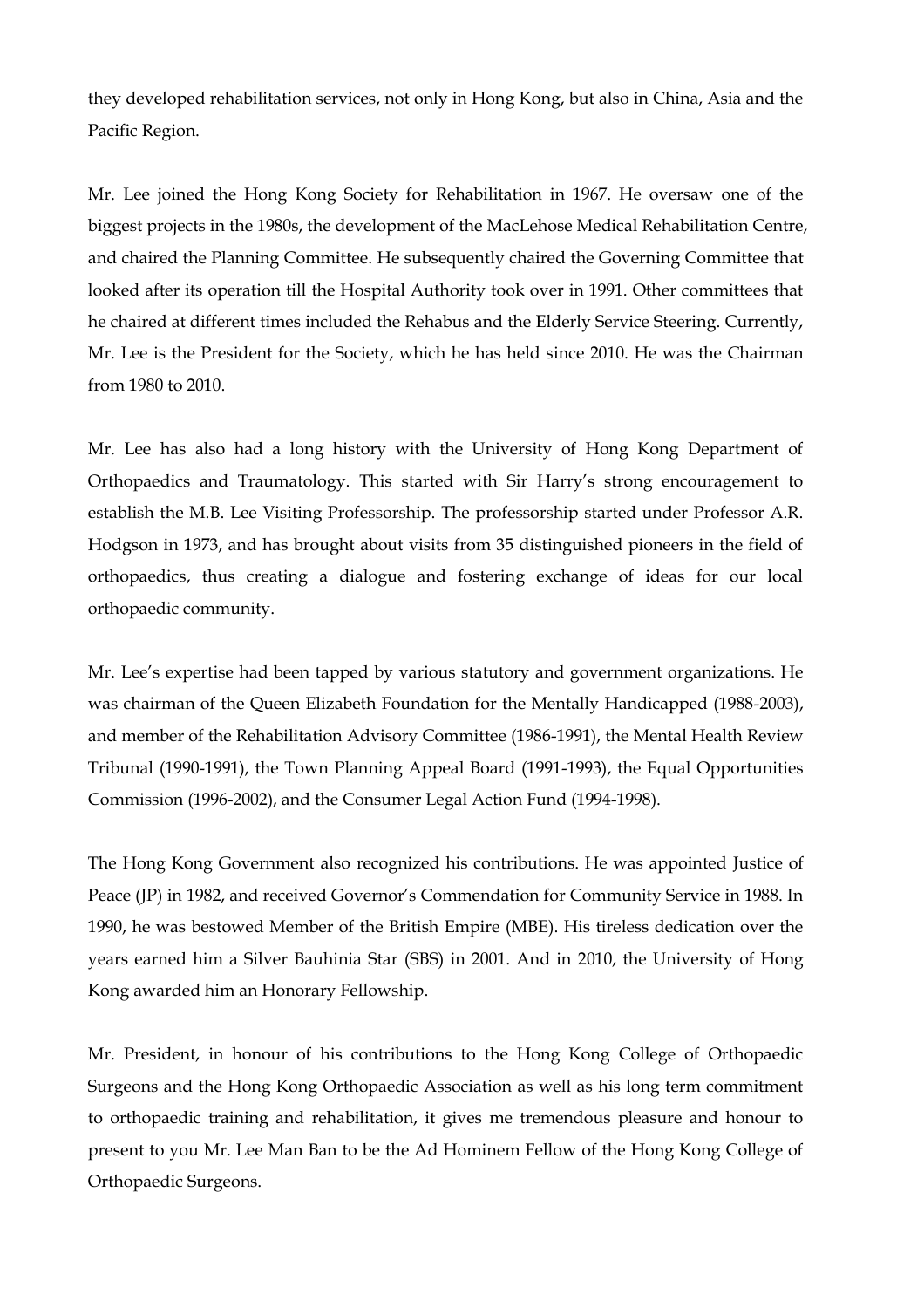they developed rehabilitation services, not only in Hong Kong, but also in China, Asia and the Pacific Region.

Mr. Lee joined the Hong Kong Society for Rehabilitation in 1967. He oversaw one of the biggest projects in the 1980s, the development of the MacLehose Medical Rehabilitation Centre, and chaired the Planning Committee. He subsequently chaired the Governing Committee that looked after its operation till the Hospital Authority took over in 1991. Other committees that he chaired at different times included the Rehabus and the Elderly Service Steering. Currently, Mr. Lee is the President for the Society, which he has held since 2010. He was the Chairman from 1980 to 2010.

Mr. Lee has also had a long history with the University of Hong Kong Department of Orthopaedics and Traumatology. This started with Sir Harry's strong encouragement to establish the M.B. Lee Visiting Professorship. The professorship started under Professor A.R. Hodgson in 1973, and has brought about visits from 35 distinguished pioneers in the field of orthopaedics, thus creating a dialogue and fostering exchange of ideas for our local orthopaedic community.

Mr. Lee's expertise had been tapped by various statutory and government organizations. He was chairman of the Queen Elizabeth Foundation for the Mentally Handicapped (1988-2003), and member of the Rehabilitation Advisory Committee (1986-1991), the Mental Health Review Tribunal (1990-1991), the Town Planning Appeal Board (1991-1993), the Equal Opportunities Commission (1996-2002), and the Consumer Legal Action Fund (1994-1998).

The Hong Kong Government also recognized his contributions. He was appointed Justice of Peace (JP) in 1982, and received Governor's Commendation for Community Service in 1988. In 1990, he was bestowed Member of the British Empire (MBE). His tireless dedication over the years earned him a Silver Bauhinia Star (SBS) in 2001. And in 2010, the University of Hong Kong awarded him an Honorary Fellowship.

Mr. President, in honour of his contributions to the Hong Kong College of Orthopaedic Surgeons and the Hong Kong Orthopaedic Association as well as his long term commitment to orthopaedic training and rehabilitation, it gives me tremendous pleasure and honour to present to you Mr. Lee Man Ban to be the Ad Hominem Fellow of the Hong Kong College of Orthopaedic Surgeons.